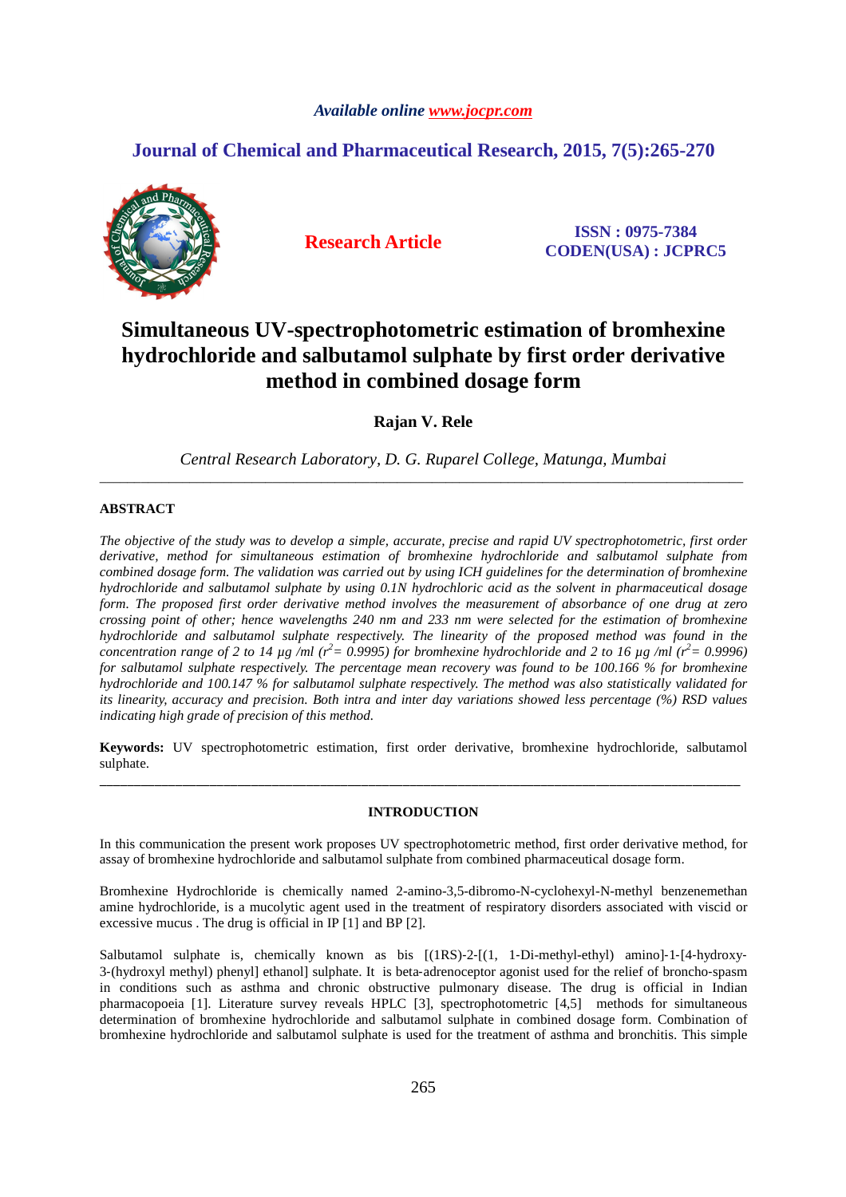Available online www.jocpr.com

## Journal of Chemical and Pharmaceutical Research, 2015, 7(5):265-270

**Research Article**

**ISSN : 0975-7384**
**CODEN(USA) : JCPRC5**

# Simultaneous UV-spectrophotometric estimation of bromhexine hydrochloride and salbutamol sulphate by first order derivative method in combined dosage form

**Rajan V. Rele**

*Central Research Laboratory, D. G. Ruparel College, Matunga, Mumbai*

---

## ABSTRACT

*The objective of the study was to develop a simple, accurate, precise and rapid UV spectrophotometric, first order derivative, method for simultaneous estimation of bromhexine hydrochloride and salbutamol sulphate from combined dosage form. The validation was carried out by using ICH guidelines for the determination of bromhexine hydrochloride and salbutamol sulphate by using 0.1N hydrochloric acid as the solvent in pharmaceutical dosage form. The proposed first order derivative method involves the measurement of absorbance of one drug at zero crossing point of other; hence wavelengths 240 nm and 233 nm were selected for the estimation of bromhexine hydrochloride and salbutamol sulphate respectively. The linearity of the proposed method was found in the concentration range of 2 to 14 µg /ml ($r^2$= 0.9995) for bromhexine hydrochloride and 2 to 16 µg /ml ($r^2$= 0.9996) for salbutamol sulphate respectively. The percentage mean recovery was found to be 100.166 % for bromhexine hydrochloride and 100.147 % for salbutamol sulphate respectively. The method was also statistically validated for its linearity, accuracy and precision. Both intra and inter day variations showed less percentage (%) RSD values indicating high grade of precision of this method.*

**Keywords:** UV spectrophotometric estimation, first order derivative, bromhexine hydrochloride, salbutamol sulphate.

---

## INTRODUCTION

In this communication the present work proposes UV spectrophotometric method, first order derivative method, for assay of bromhexine hydrochloride and salbutamol sulphate from combined pharmaceutical dosage form.

Bromhexine Hydrochloride is chemically named 2-amino-3,5-dibromo-N-cyclohexyl-N-methyl benzenemethan amine hydrochloride, is a mucolytic agent used in the treatment of respiratory disorders associated with viscid or excessive mucus . The drug is official in IP [1] and BP [2].

Salbutamol sulphate is, chemically known as bis [(1RS)-2-[(1, 1-Di-methyl-ethyl) amino]-1-[4-hydroxy-3-(hydroxyl methyl) phenyl] ethanol] sulphate. It is beta-adrenoceptor agonist used for the relief of broncho-spasm in conditions such as asthma and chronic obstructive pulmonary disease. The drug is official in Indian pharmacopoeia [1]. Literature survey reveals HPLC [3], spectrophotometric [4,5] methods for simultaneous determination of bromhexine hydrochloride and salbutamol sulphate in combined dosage form. Combination of bromhexine hydrochloride and salbutamol sulphate is used for the treatment of asthma and bronchitis. This simple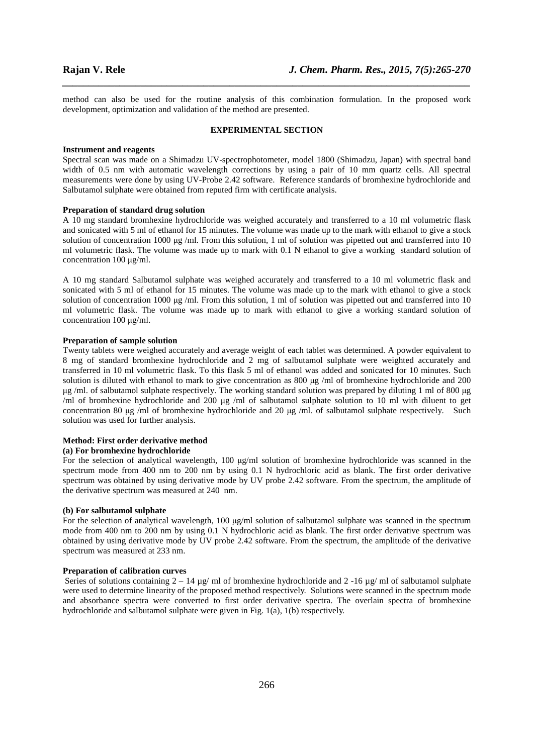method can also be used for the routine analysis of this combination formulation. In the proposed work development, optimization and validation of the method are presented.

## EXPERIMENTAL SECTION

**Instrument and reagents**

Spectral scan was made on a Shimadzu UV-spectrophotometer, model 1800 (Shimadzu, Japan) with spectral band width of 0.5 nm with automatic wavelength corrections by using a pair of 10 mm quartz cells. All spectral measurements were done by using UV-Probe 2.42 software. Reference standards of bromhexine hydrochloride and Salbutamol sulphate were obtained from reputed firm with certificate analysis.

**Preparation of standard drug solution**

A 10 mg standard bromhexine hydrochloride was weighed accurately and transferred to a 10 ml volumetric flask and sonicated with 5 ml of ethanol for 15 minutes. The volume was made up to the mark with ethanol to give a stock solution of concentration 1000 μg /ml. From this solution, 1 ml of solution was pipetted out and transferred into 10 ml volumetric flask. The volume was made up to mark with 0.1 N ethanol to give a working standard solution of concentration 100 μg/ml.

A 10 mg standard Salbutamol sulphate was weighed accurately and transferred to a 10 ml volumetric flask and sonicated with 5 ml of ethanol for 15 minutes. The volume was made up to the mark with ethanol to give a stock solution of concentration 1000 μg /ml. From this solution, 1 ml of solution was pipetted out and transferred into 10 ml volumetric flask. The volume was made up to mark with ethanol to give a working standard solution of concentration 100 μg/ml.

**Preparation of sample solution**

Twenty tablets were weighed accurately and average weight of each tablet was determined. A powder equivalent to 8 mg of standard bromhexine hydrochloride and 2 mg of salbutamol sulphate were weighted accurately and transferred in 10 ml volumetric flask. To this flask 5 ml of ethanol was added and sonicated for 10 minutes. Such solution is diluted with ethanol to mark to give concentration as 800 μg /ml of bromhexine hydrochloride and 200 μg /ml. of salbutamol sulphate respectively. The working standard solution was prepared by diluting 1 ml of 800 μg /ml of bromhexine hydrochloride and 200 μg /ml of salbutamol sulphate solution to 10 ml with diluent to get concentration 80 μg /ml of bromhexine hydrochloride and 20 μg /ml. of salbutamol sulphate respectively. Such solution was used for further analysis.

**Method: First order derivative method**

**(a) For bromhexine hydrochloride**

For the selection of analytical wavelength, 100 μg/ml solution of bromhexine hydrochloride was scanned in the spectrum mode from 400 nm to 200 nm by using 0.1 N hydrochloric acid as blank. The first order derivative spectrum was obtained by using derivative mode by UV probe 2.42 software. From the spectrum, the amplitude of the derivative spectrum was measured at 240 nm.

**(b) For salbutamol sulphate**

For the selection of analytical wavelength, 100 μg/ml solution of salbutamol sulphate was scanned in the spectrum mode from 400 nm to 200 nm by using 0.1 N hydrochloric acid as blank. The first order derivative spectrum was obtained by using derivative mode by UV probe 2.42 software. From the spectrum, the amplitude of the derivative spectrum was measured at 233 nm.

**Preparation of calibration curves**

Series of solutions containing 2 – 14 µg/ ml of bromhexine hydrochloride and 2 -16 µg/ ml of salbutamol sulphate were used to determine linearity of the proposed method respectively. Solutions were scanned in the spectrum mode and absorbance spectra were converted to first order derivative spectra. The overlain spectra of bromhexine hydrochloride and salbutamol sulphate were given in Fig. 1(a), 1(b) respectively.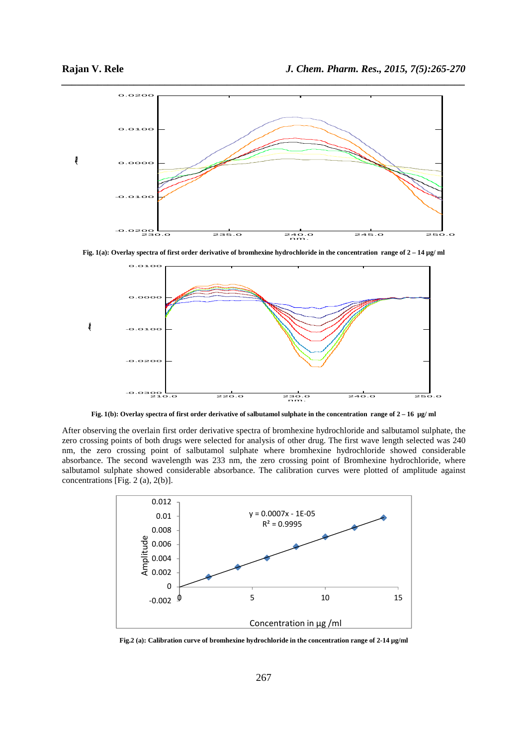Fig. 1(a): Overlay spectra of first order derivative of bromhexine hydrochloride in the concentration range of 2 – 14 µg/ ml

Fig. 1(b): Overlay spectra of first order derivative of salbutamol sulphate in the concentration range of 2 – 16 µg/ ml

After observing the overlain first order derivative spectra of bromhexine hydrochloride and salbutamol sulphate, the zero crossing points of both drugs were selected for analysis of other drug. The first wave length selected was 240 nm, the zero crossing point of salbutamol sulphate where bromhexine hydrochloride showed considerable absorbance. The second wavelength was 233 nm, the zero crossing point of Bromhexine hydrochloride, where salbutamol sulphate showed considerable absorbance. The calibration curves were plotted of amplitude against concentrations [Fig. 2 (a), 2(b)].

Fig.2 (a): Calibration curve of bromhexine hydrochloride in the concentration range of 2-14 µg/ml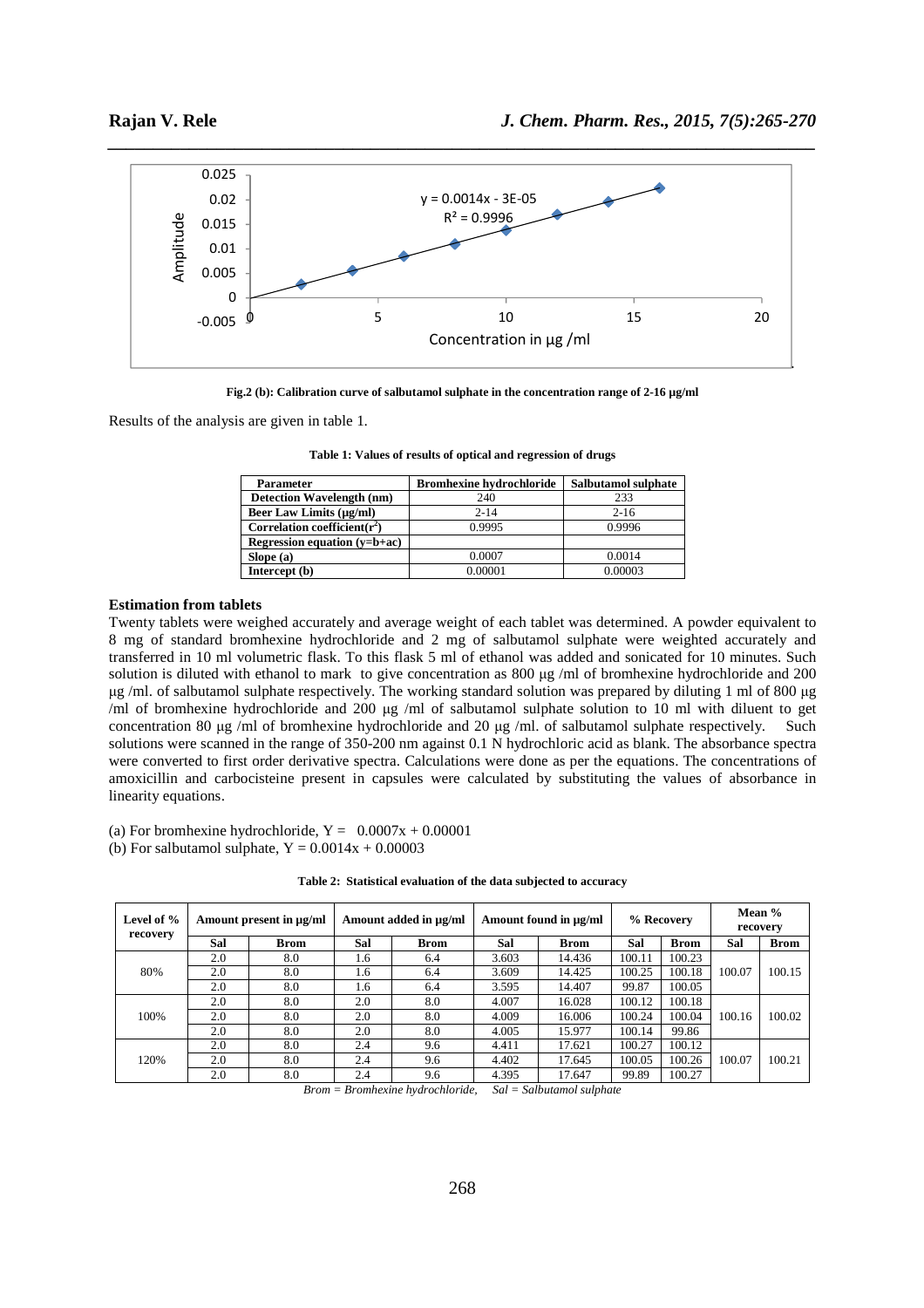Fig.2 (b): Calibration curve of salbutamol sulphate in the concentration range of 2-16 μg/ml

Results of the analysis are given in table 1.

**Table 1: Values of results of optical and regression of drugs**

| Parameter | Bromhexine hydrochloride | Salbutamol sulphate |
|---|---|---|
| Detection Wavelength (nm) | 240 | 233 |
| Beer Law Limits (μg/ml) | 2-14 | 2-16 |
| Correlation coefficient($r^2$) | 0.9995 | 0.9996 |
| Regression equation (y=b+ac) | | |
| Slope (a) | 0.0007 | 0.0014 |
| Intercept (b) | 0.00001 | 0.00003 |

### Estimation from tablets

Twenty tablets were weighed accurately and average weight of each tablet was determined. A powder equivalent to 8 mg of standard bromhexine hydrochloride and 2 mg of salbutamol sulphate were weighted accurately and transferred in 10 ml volumetric flask. To this flask 5 ml of ethanol was added and sonicated for 10 minutes. Such solution is diluted with ethanol to mark to give concentration as 800 μg /ml of bromhexine hydrochloride and 200 μg /ml. of salbutamol sulphate respectively. The working standard solution was prepared by diluting 1 ml of 800 μg /ml of bromhexine hydrochloride and 200 μg /ml of salbutamol sulphate solution to 10 ml with diluent to get concentration 80 μg /ml of bromhexine hydrochloride and 20 μg /ml. of salbutamol sulphate respectively. Such solutions were scanned in the range of 350-200 nm against 0.1 N hydrochloric acid as blank. The absorbance spectra were converted to first order derivative spectra. Calculations were done as per the equations. The concentrations of amoxicillin and carbocisteine present in capsules were calculated by substituting the values of absorbance in linearity equations.

(a) For bromhexine hydrochloride, $Y = 0.0007x + 0.00001$
(b) For salbutamol sulphate, $Y = 0.0014x + 0.00003$

**Table 2: Statistical evaluation of the data subjected to accuracy**

| Level of % recovery | Amount present in μg/ml | | Amount added in μg/ml | | Amount found in μg/ml | | % Recovery | | Mean % recovery | |
|---|---|---|---|---|---|---|---|---|---|---|
| | Sal | Brom | Sal | Brom | Sal | Brom | Sal | Brom | Sal | Brom |
| 80% | 2.0 | 8.0 | 1.6 | 6.4 | 3.603 | 14.436 | 100.11 | 100.23 | 100.07 | 100.15 |
| | 2.0 | 8.0 | 1.6 | 6.4 | 3.609 | 14.425 | 100.25 | 100.18 | | |
| | 2.0 | 8.0 | 1.6 | 6.4 | 3.595 | 14.407 | 99.87 | 100.05 | | |
| 100% | 2.0 | 8.0 | 2.0 | 8.0 | 4.007 | 16.028 | 100.12 | 100.18 | 100.16 | 100.02 |
| | 2.0 | 8.0 | 2.0 | 8.0 | 4.009 | 16.006 | 100.24 | 100.04 | | |
| | 2.0 | 8.0 | 2.0 | 8.0 | 4.005 | 15.977 | 100.14 | 99.86 | | |
| 120% | 2.0 | 8.0 | 2.4 | 9.6 | 4.411 | 17.621 | 100.27 | 100.12 | 100.07 | 100.21 |
| | 2.0 | 8.0 | 2.4 | 9.6 | 4.402 | 17.645 | 100.05 | 100.26 | | |
| | 2.0 | 8.0 | 2.4 | 9.6 | 4.395 | 17.647 | 99.89 | 100.27 | | |

*Brom = Bromhexine hydrochloride, Sal = Salbutamol sulphate*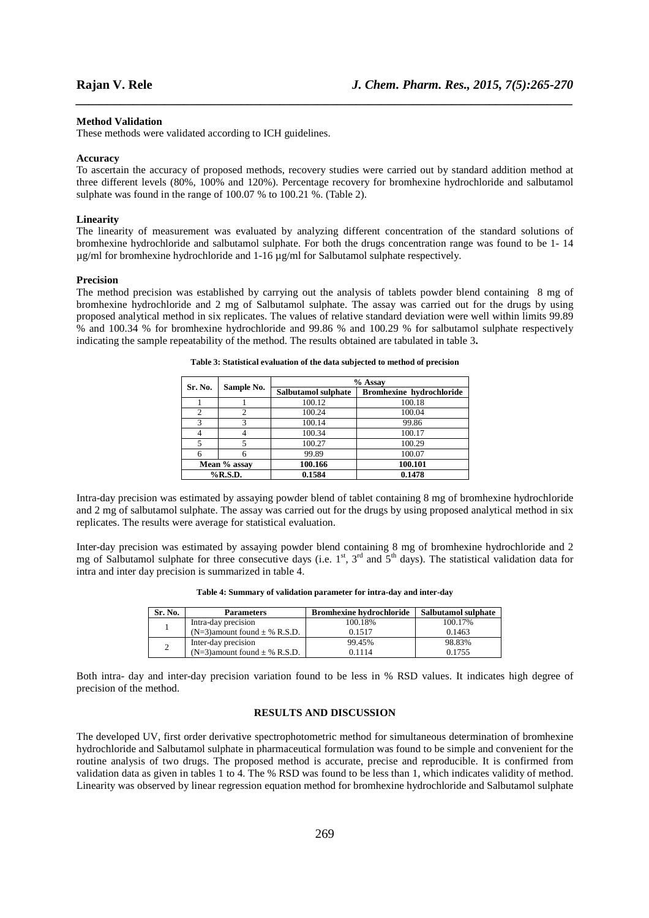**Method Validation**

These methods were validated according to ICH guidelines.

**Accuracy**

To ascertain the accuracy of proposed methods, recovery studies were carried out by standard addition method at three different levels (80%, 100% and 120%). Percentage recovery for bromhexine hydrochloride and salbutamol sulphate was found in the range of 100.07 % to 100.21 %. (Table 2).

**Linearity**

The linearity of measurement was evaluated by analyzing different concentration of the standard solutions of bromhexine hydrochloride and salbutamol sulphate. For both the drugs concentration range was found to be 1- 14 µg/ml for bromhexine hydrochloride and 1-16 µg/ml for Salbutamol sulphate respectively.

**Precision**

The method precision was established by carrying out the analysis of tablets powder blend containing 8 mg of bromhexine hydrochloride and 2 mg of Salbutamol sulphate. The assay was carried out for the drugs by using proposed analytical method in six replicates. The values of relative standard deviation were well within limits 99.89 % and 100.34 % for bromhexine hydrochloride and 99.86 % and 100.29 % for salbutamol sulphate respectively indicating the sample repeatability of the method. The results obtained are tabulated in table 3**.**

**Table 3: Statistical evaluation of the data subjected to method of precision**

| Sr. No. | Sample No. | % Assay | |
|---|---|---|---|
| | | Salbutamol sulphate | Bromhexine hydrochloride |
| 1 | 1 | 100.12 | 100.18 |
| 2 | 2 | 100.24 | 100.04 |
| 3 | 3 | 100.14 | 99.86 |
| 4 | 4 | 100.34 | 100.17 |
| 5 | 5 | 100.27 | 100.29 |
| 6 | 6 | 99.89 | 100.07 |
| **Mean % assay** | | **100.166** | **100.101** |
| **%R.S.D.** | | **0.1584** | **0.1478** |

Intra-day precision was estimated by assaying powder blend of tablet containing 8 mg of bromhexine hydrochloride and 2 mg of salbutamol sulphate. The assay was carried out for the drugs by using proposed analytical method in six replicates. The results were average for statistical evaluation.

Inter-day precision was estimated by assaying powder blend containing 8 mg of bromhexine hydrochloride and 2 mg of Salbutamol sulphate for three consecutive days (i.e. 1st, 3rd and 5th days). The statistical validation data for intra and inter day precision is summarized in table 4.

**Table 4: Summary of validation parameter for intra-day and inter-day**

| Sr. No. | Parameters | Bromhexine hydrochloride | Salbutamol sulphate |
|---|---|---|---|
| 1 | Intra-day precision (N=3)amount found ± % R.S.D. | 100.18% 0.1517 | 100.17% 0.1463 |
| 2 | Inter-day precision (N=3)amount found ± % R.S.D. | 99.45% 0.1114 | 98.83% 0.1755 |

Both intra- day and inter-day precision variation found to be less in % RSD values. It indicates high degree of precision of the method.

## RESULTS AND DISCUSSION

The developed UV, first order derivative spectrophotometric method for simultaneous determination of bromhexine hydrochloride and Salbutamol sulphate in pharmaceutical formulation was found to be simple and convenient for the routine analysis of two drugs. The proposed method is accurate, precise and reproducible. It is confirmed from validation data as given in tables 1 to 4. The % RSD was found to be less than 1, which indicates validity of method. Linearity was observed by linear regression equation method for bromhexine hydrochloride and Salbutamol sulphate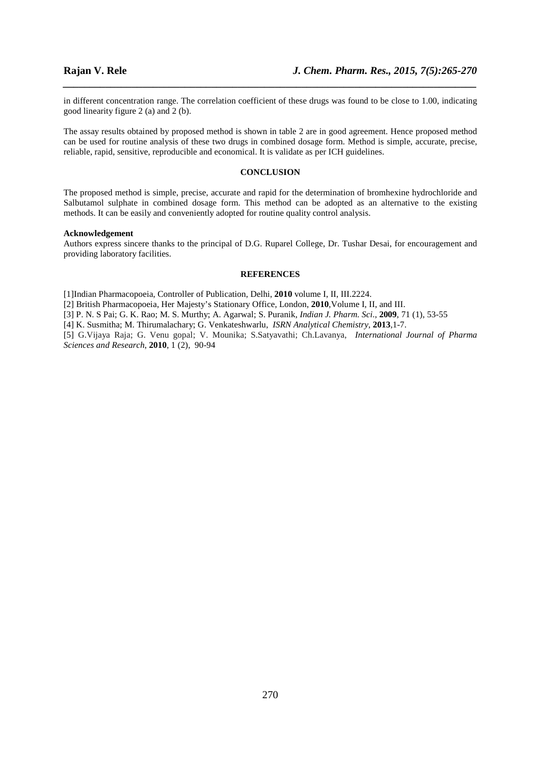in different concentration range. The correlation coefficient of these drugs was found to be close to 1.00, indicating good linearity figure 2 (a) and 2 (b).

The assay results obtained by proposed method is shown in table 2 are in good agreement. Hence proposed method can be used for routine analysis of these two drugs in combined dosage form. Method is simple, accurate, precise, reliable, rapid, sensitive, reproducible and economical. It is validate as per ICH guidelines.

## CONCLUSION

The proposed method is simple, precise, accurate and rapid for the determination of bromhexine hydrochloride and Salbutamol sulphate in combined dosage form. This method can be adopted as an alternative to the existing methods. It can be easily and conveniently adopted for routine quality control analysis.

**Acknowledgement**

Authors express sincere thanks to the principal of D.G. Ruparel College, Dr. Tushar Desai, for encouragement and providing laboratory facilities.

## REFERENCES

[1]Indian Pharmacopoeia, Controller of Publication, Delhi, **2010** volume I, II, III.2224.

[2] British Pharmacopoeia, Her Majesty's Stationary Office, London, **2010**,Volume I, II, and III.

[3] P. N. S Pai; G. K. Rao; M. S. Murthy; A. Agarwal; S. Puranik, *Indian J. Pharm. Sci.*, **2009**, 71 (1), 53-55

[4] K. Susmitha; M. Thirumalachary; G. Venkateshwarlu, *ISRN Analytical Chemistry*, **2013**,1-7.

[5] G.Vijaya Raja; G. Venu gopal; V. Mounika; S.Satyavathi; Ch.Lavanya, *International Journal of Pharma Sciences and Research*, **2010**, 1 (2), 90-94